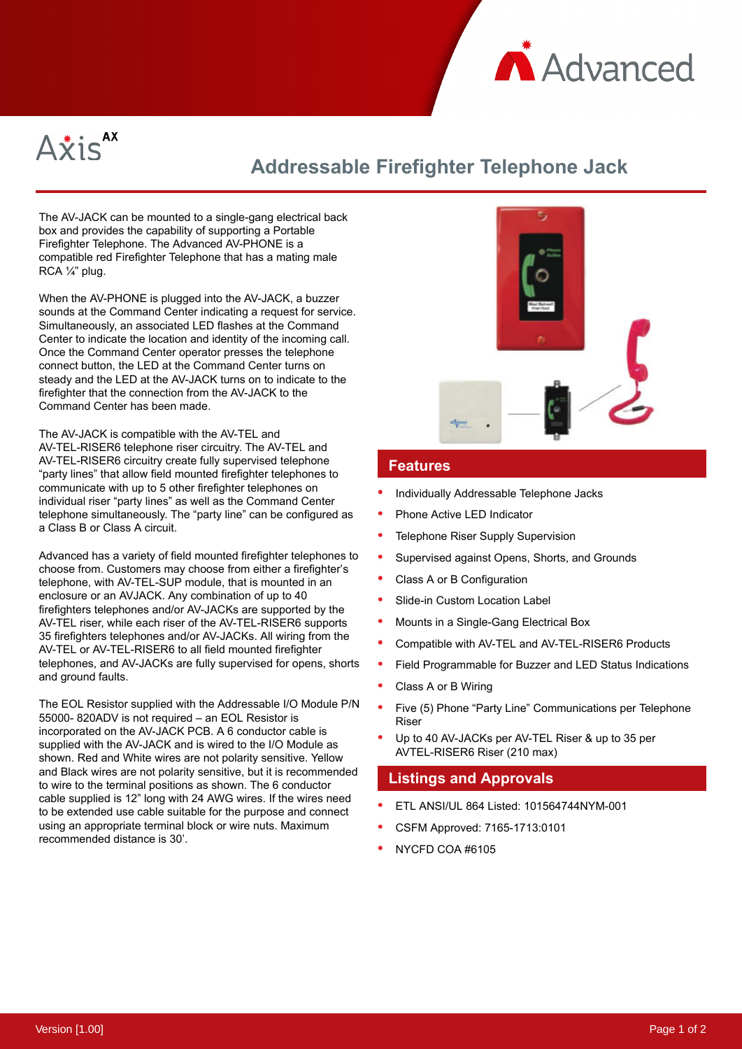# Axis AX

## Addressable Firefighter Telephone Jack

The AV-JACK can be mounted to a single-gang electrical back box and provides the capability of supporting a Portable Firefighter Telephone. The Advanced AV-PHONE is a compatible red Firefighter Telephone that has a mating male RCA ¼" plug.

When the AV-PHONE is plugged into the AV-JACK, a buzzer sounds at the Command Center indicating a request for service. Simultaneously, an associated LED flashes at the Command Center to indicate the location and identity of the incoming call. Once the Command Center operator presses the telephone connect button, the LED at the Command Center turns on steady and the LED at the AV-JACK turns on to indicate to the firefighter that the connection from the AV-JACK to the Command Center has been made.

The AV-JACK is compatible with the AV-TEL and AV-TEL-RISER6 telephone riser circuitry. The AV-TEL and AV-TEL-RISER6 circuitry create fully supervised telephone "party lines" that allow field mounted firefighter telephones to communicate with up to 5 other firefighter telephones on individual riser "party lines" as well as the Command Center telephone simultaneously. The "party line" can be configured as a Class B or Class A circuit.

Advanced has a variety of field mounted firefighter telephones to choose from. Customers may choose from either a firefighter's telephone, with AV-TEL-SUP module, that is mounted in an enclosure or an AVJACK. Any combination of up to 40 firefighters telephones and/or AV-JACKs are supported by the AV-TEL riser, while each riser of the AV-TEL-RISER6 supports 35 firefighters telephones and/or AV-JACKs. All wiring from the AV-TEL or AV-TEL-RISER6 to all field mounted firefighter telephones, and AV-JACKs are fully supervised for opens, shorts and ground faults.

The EOL Resistor supplied with the Addressable I/O Module P/N 55000- 820ADV is not required – an EOL Resistor is incorporated on the AV-JACK PCB. A 6 conductor cable is supplied with the AV-JACK and is wired to the I/O Module as shown. Red and White wires are not polarity sensitive. Yellow and Black wires are not polarity sensitive, but it is recommended to wire to the terminal positions as shown. The 6 conductor cable supplied is 12" long with 24 AWG wires. If the wires need to be extended use cable suitable for the purpose and connect using an appropriate terminal block or wire nuts. Maximum recommended distance is 30'.

## Features

- Individually Addressable Telephone Jacks
- Phone Active LED Indicator
- Telephone Riser Supply Supervision
- Supervised against Opens, Shorts, and Grounds
- Class A or B Configuration
- Slide-in Custom Location Label
- Mounts in a Single-Gang Electrical Box
- Compatible with AV-TEL and AV-TEL-RISER6 Products
- Field Programmable for Buzzer and LED Status Indications
- Class A or B Wiring
- Five (5) Phone "Party Line" Communications per Telephone Riser
- Up to 40 AV-JACKs per AV-TEL Riser & up to 35 per AVTEL-RISER6 Riser (210 max)

## Listings and Approvals

- ETL ANSI/UL 864 Listed: 101564744NYM-001
- CSFM Approved: 7165-1713:0101
- NYCFD COA #6105

Version [1.00]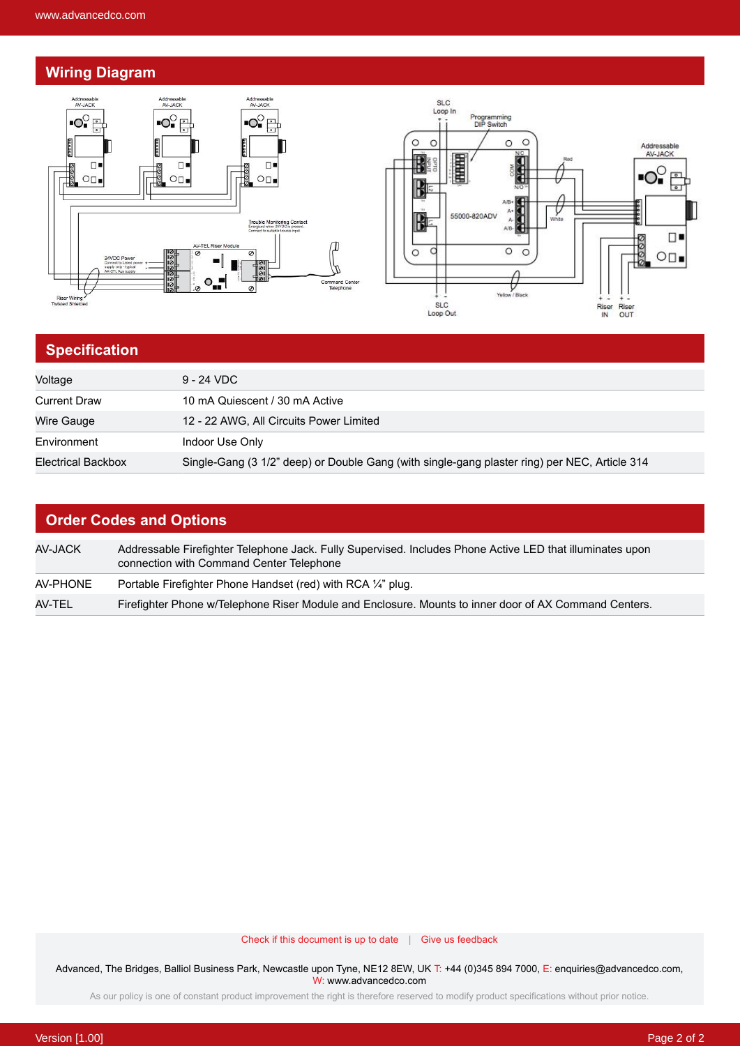## Wiring Diagram

Addressable AV-JACK

Addressable AV-JACK

Addressable AV-JACK

Trouble Monitoring Contact

AV-TEL Riser Module

24VDC Power

Riser Wiring Twisted Shielded

Command Center Telephone

SLC Loop In

Programming DIP Switch

55000-820ADV

Red

White

Yellow / Black

SLC Loop Out

Addressable AV-JACK

Riser IN

Riser OUT

## Specification

| | |
|---|---|
| Voltage | 9 - 24 VDC |
| Current Draw | 10 mA Quiescent / 30 mA Active |
| Wire Gauge | 12 - 22 AWG, All Circuits Power Limited |
| Environment | Indoor Use Only |
| Electrical Backbox | Single-Gang (3 1/2" deep) or Double Gang (with single-gang plaster ring) per NEC, Article 314 |

## Order Codes and Options

| | |
|---|---|
| AV-JACK | Addressable Firefighter Telephone Jack. Fully Supervised. Includes Phone Active LED that illuminates upon connection with Command Center Telephone |
| AV-PHONE | Portable Firefighter Phone Handset (red) with RCA ¼" plug. |
| AV-TEL | Firefighter Phone w/Telephone Riser Module and Enclosure. Mounts to inner door of AX Command Centers. |

Check if this document is up to date | Give us feedback

Advanced, The Bridges, Balliol Business Park, Newcastle upon Tyne, NE12 8EW, UK T: +44 (0)345 894 7000, E: enquiries@advancedco.com, W: www.advancedco.com

As our policy is one of constant product improvement the right is therefore reserved to modify product specifications without prior notice.

Version [1.00]